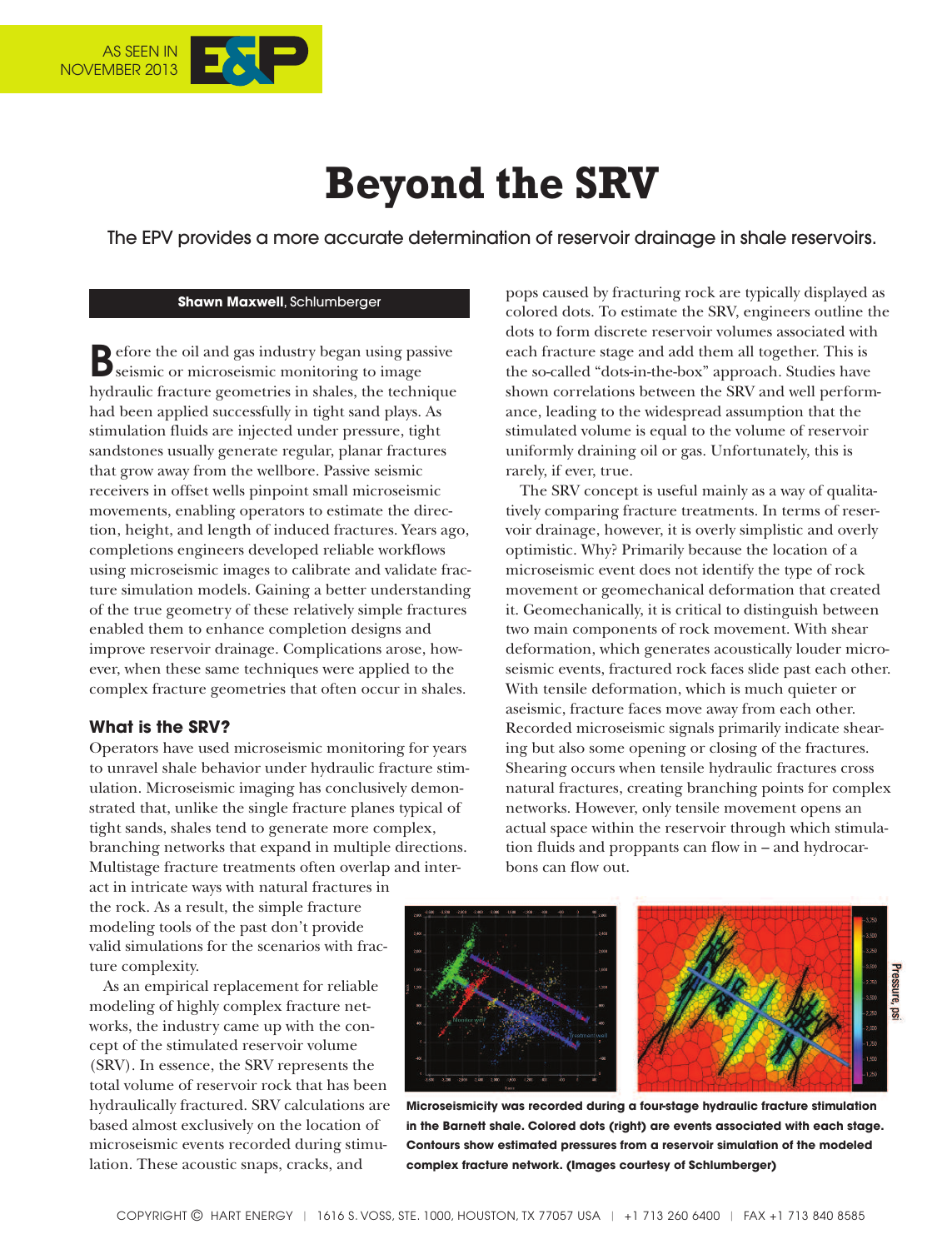# Beyond the SRV

The EPV provides a more accurate determination of reservoir drainage in shale reservoirs.

**Shawn Maxwell**, Schlumberger

Before the oil and gas industry began using passive seismic or microseismic monitoring to image hydraulic fracture geometries in shales, the technique had been applied successfully in tight sand plays. As stimulation fluids are injected under pressure, tight sandstones usually generate regular, planar fractures that grow away from the wellbore. Passive seismic receivers in offset wells pinpoint small microseismic movements, enabling operators to estimate the direction, height, and length of induced fractures. Years ago, completions engineers developed reliable workflows using microseismic images to calibrate and validate fracture simulation models. Gaining a better understanding of the true geometry of these relatively simple fractures enabled them to enhance completion designs and improve reservoir drainage. Complications arose, however, when these same techniques were applied to the complex fracture geometries that often occur in shales.

## What is the SRV?

Operators have used microseismic monitoring for years to unravel shale behavior under hydraulic fracture stimulation. Microseismic imaging has conclusively demonstrated that, unlike the single fracture planes typical of tight sands, shales tend to generate more complex, branching networks that expand in multiple directions. Multistage fracture treatments often overlap and interact in intricate ways with natural fractures in the rock. As a result, the simple fracture modeling tools of the past don't provide valid simulations for the scenarios with fracture complexity.

As an empirical replacement for reliable modeling of highly complex fracture networks, the industry came up with the concept of the stimulated reservoir volume (SRV). In essence, the SRV represents the total volume of reservoir rock that has been hydraulically fractured. SRV calculations are based almost exclusively on the location of microseismic events recorded during stimulation. These acoustic snaps, cracks, and pops caused by fracturing rock are typically displayed as colored dots. To estimate the SRV, engineers outline the dots to form discrete reservoir volumes associated with each fracture stage and add them all together. This is the so-called "dots-in-the-box" approach. Studies have shown correlations between the SRV and well performance, leading to the widespread assumption that the stimulated volume is equal to the volume of reservoir uniformly draining oil or gas. Unfortunately, this is rarely, if ever, true.

The SRV concept is useful mainly as a way of qualitatively comparing fracture treatments. In terms of reservoir drainage, however, it is overly simplistic and overly optimistic. Why? Primarily because the location of a microseismic event does not identify the type of rock movement or geomechanical deformation that created it. Geomechanically, it is critical to distinguish between two main components of rock movement. With shear deformation, which generates acoustically louder microseismic events, fractured rock faces slide past each other. With tensile deformation, which is much quieter or aseismic, fracture faces move away from each other. Recorded microseismic signals primarily indicate shearing but also some opening or closing of the fractures. Shearing occurs when tensile hydraulic fractures cross natural fractures, creating branching points for complex networks. However, only tensile movement opens an actual space within the reservoir through which stimulation fluids and proppants can flow in – and hydrocarbons can flow out.

**Microseismicity was recorded during a four-stage hydraulic fracture stimulation in the Barnett shale. Colored dots (right) are events associated with each stage. Contours show estimated pressures from a reservoir simulation of the modeled complex fracture network. (Images courtesy of Schlumberger)**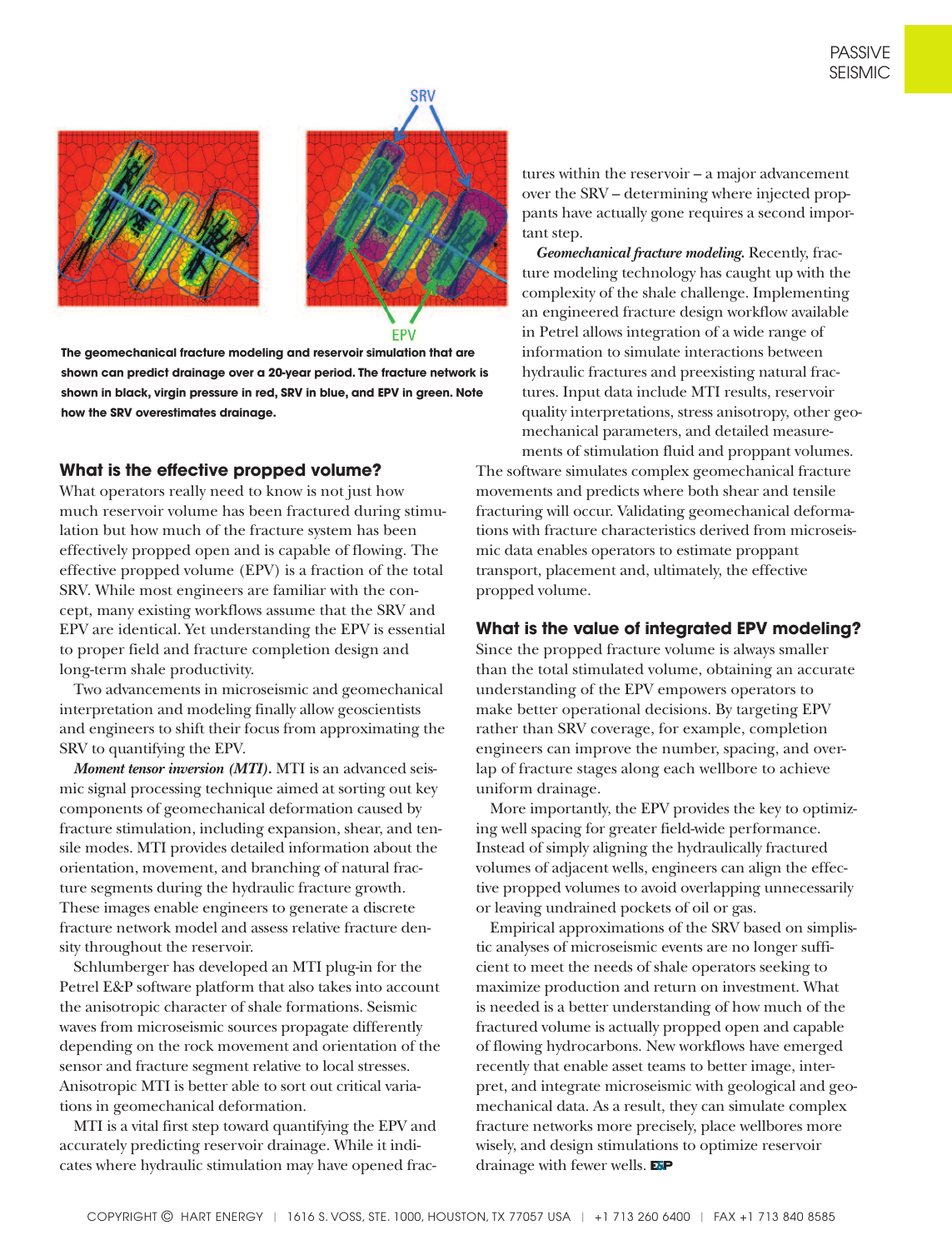SRV

EPV

The geomechanical fracture modeling and reservoir simulation that are shown can predict drainage over a 20-year period. The fracture network is shown in black, virgin pressure in red, SRV in blue, and EPV in green. Note how the SRV overestimates drainage.

## What is the effective propped volume?

What operators really need to know is not just how much reservoir volume has been fractured during stimulation but how much of the fracture system has been effectively propped open and is capable of flowing. The effective propped volume (EPV) is a fraction of the total SRV. While most engineers are familiar with the concept, many existing workflows assume that the SRV and EPV are identical. Yet understanding the EPV is essential to proper field and fracture completion design and long-term shale productivity.

Two advancements in microseismic and geomechanical interpretation and modeling finally allow geoscientists and engineers to shift their focus from approximating the SRV to quantifying the EPV.

***Moment tensor inversion (MTI).*** MTI is an advanced seismic signal processing technique aimed at sorting out key components of geomechanical deformation caused by fracture stimulation, including expansion, shear, and tensile modes. MTI provides detailed information about the orientation, movement, and branching of natural fracture segments during the hydraulic fracture growth. These images enable engineers to generate a discrete fracture network model and assess relative fracture density throughout the reservoir.

Schlumberger has developed an MTI plug-in for the Petrel E&P software platform that also takes into account the anisotropic character of shale formations. Seismic waves from microseismic sources propagate differently depending on the rock movement and orientation of the sensor and fracture segment relative to local stresses. Anisotropic MTI is better able to sort out critical variations in geomechanical deformation.

MTI is a vital first step toward quantifying the EPV and accurately predicting reservoir drainage. While it indicates where hydraulic stimulation may have opened fractures within the reservoir – a major advancement over the SRV – determining where injected proppants have actually gone requires a second important step.

***Geomechanical fracture modeling.*** Recently, fracture modeling technology has caught up with the complexity of the shale challenge. Implementing an engineered fracture design workflow available in Petrel allows integration of a wide range of information to simulate interactions between hydraulic fractures and preexisting natural fractures. Input data include MTI results, reservoir quality interpretations, stress anisotropy, other geomechanical parameters, and detailed measurements of stimulation fluid and proppant volumes. The software simulates complex geomechanical fracture movements and predicts where both shear and tensile fracturing will occur. Validating geomechanical deformations with fracture characteristics derived from microseismic data enables operators to estimate proppant transport, placement and, ultimately, the effective propped volume.

## What is the value of integrated EPV modeling?

Since the propped fracture volume is always smaller than the total stimulated volume, obtaining an accurate understanding of the EPV empowers operators to make better operational decisions. By targeting EPV rather than SRV coverage, for example, completion engineers can improve the number, spacing, and overlap of fracture stages along each wellbore to achieve uniform drainage.

More importantly, the EPV provides the key to optimizing well spacing for greater field-wide performance. Instead of simply aligning the hydraulically fractured volumes of adjacent wells, engineers can align the effective propped volumes to avoid overlapping unnecessarily or leaving undrained pockets of oil or gas.

Empirical approximations of the SRV based on simplistic analyses of microseismic events are no longer sufficient to meet the needs of shale operators seeking to maximize production and return on investment. What is needed is a better understanding of how much of the fractured volume is actually propped open and capable of flowing hydrocarbons. New workflows have emerged recently that enable asset teams to better image, interpret, and integrate microseismic with geological and geomechanical data. As a result, they can simulate complex fracture networks more precisely, place wellbores more wisely, and design stimulations to optimize reservoir drainage with fewer wells.